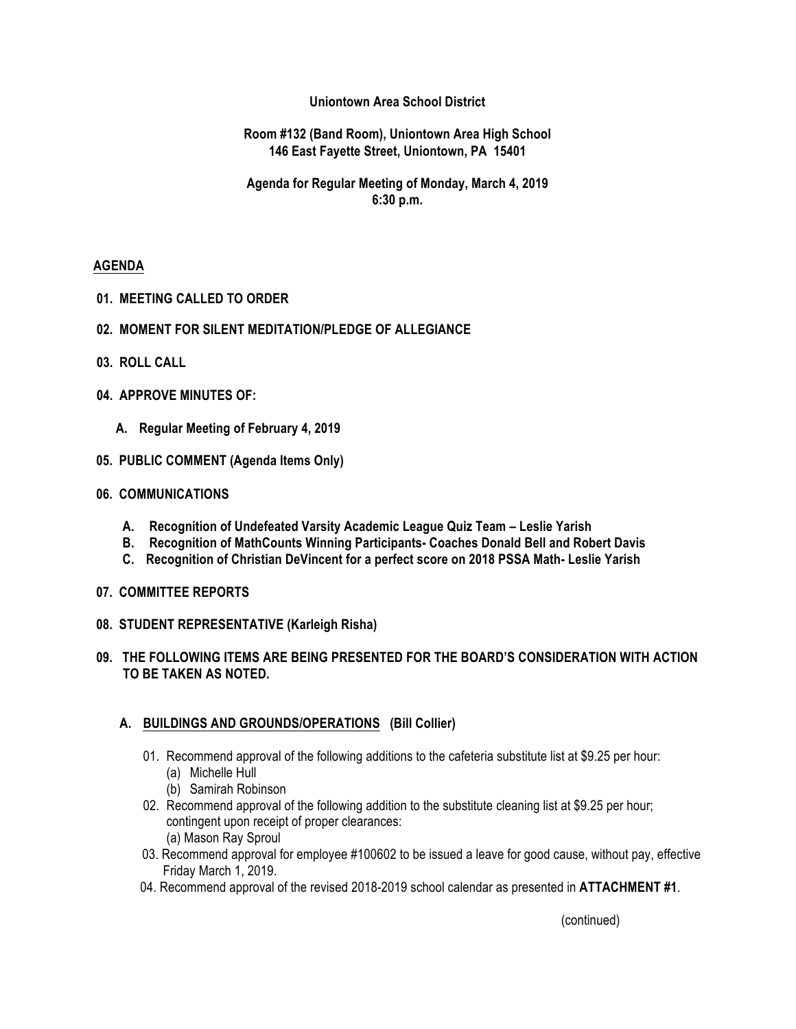**Uniontown Area School District**

**Room #132 (Band Room), Uniontown Area High School**
**146 East Fayette Street, Uniontown, PA 15401**

**Agenda for Regular Meeting of Monday, March 4, 2019**
**6:30 p.m.**

**AGENDA**

**01. MEETING CALLED TO ORDER**

**02. MOMENT FOR SILENT MEDITATION/PLEDGE OF ALLEGIANCE**

**03. ROLL CALL**

**04. APPROVE MINUTES OF:**

**A. Regular Meeting of February 4, 2019**

**05. PUBLIC COMMENT (Agenda Items Only)**

**06. COMMUNICATIONS**

**A. Recognition of Undefeated Varsity Academic League Quiz Team – Leslie Yarish**
**B. Recognition of MathCounts Winning Participants- Coaches Donald Bell and Robert Davis**
**C. Recognition of Christian DeVincent for a perfect score on 2018 PSSA Math- Leslie Yarish**

**07. COMMITTEE REPORTS**

**08. STUDENT REPRESENTATIVE (Karleigh Risha)**

**09. THE FOLLOWING ITEMS ARE BEING PRESENTED FOR THE BOARD'S CONSIDERATION WITH ACTION TO BE TAKEN AS NOTED.**

**A. BUILDINGS AND GROUNDS/OPERATIONS (Bill Collier)**

01. Recommend approval of the following additions to the cafeteria substitute list at $9.25 per hour:
    (a) Michelle Hull
    (b) Samirah Robinson
02. Recommend approval of the following addition to the substitute cleaning list at $9.25 per hour; contingent upon receipt of proper clearances:
    (a) Mason Ray Sproul
03. Recommend approval for employee #100602 to be issued a leave for good cause, without pay, effective Friday March 1, 2019.
04. Recommend approval of the revised 2018-2019 school calendar as presented in **ATTACHMENT #1**.

(continued)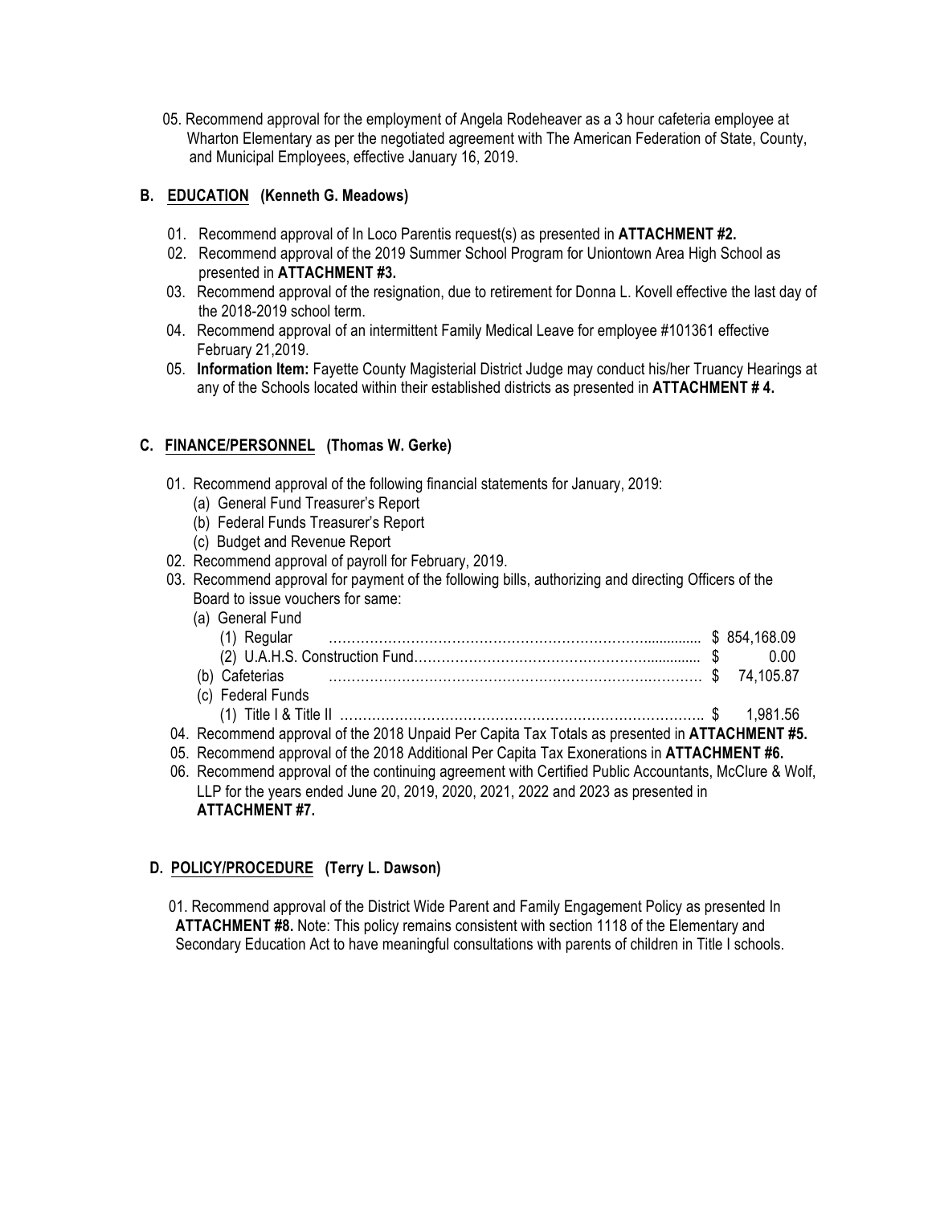05. Recommend approval for the employment of Angela Rodeheaver as a 3 hour cafeteria employee at Wharton Elementary as per the negotiated agreement with The American Federation of State, County, and Municipal Employees, effective January 16, 2019.

## B. EDUCATION (Kenneth G. Meadows)

01. Recommend approval of In Loco Parentis request(s) as presented in **ATTACHMENT #2.**
02. Recommend approval of the 2019 Summer School Program for Uniontown Area High School as presented in **ATTACHMENT #3.**
03. Recommend approval of the resignation, due to retirement for Donna L. Kovell effective the last day of the 2018-2019 school term.
04. Recommend approval of an intermittent Family Medical Leave for employee #101361 effective February 21,2019.
05. **Information Item:** Fayette County Magisterial District Judge may conduct his/her Truancy Hearings at any of the Schools located within their established districts as presented in **ATTACHMENT # 4.**

## C. FINANCE/PERSONNEL (Thomas W. Gerke)

01. Recommend approval of the following financial statements for January, 2019:
    - (a) General Fund Treasurer's Report
    - (b) Federal Funds Treasurer's Report
    - (c) Budget and Revenue Report
02. Recommend approval of payroll for February, 2019.
03. Recommend approval for payment of the following bills, authorizing and directing Officers of the Board to issue vouchers for same:
    - (a) General Fund
        - (1) Regular ……………………………………………………… $ 854,168.09
        - (2) U.A.H.S. Construction Fund…………………………………… $ 0.00
    - (b) Cafeterias ……………………………………………………… $ 74,105.87
    - (c) Federal Funds
        - (1) Title I & Title II ……………………………………………… $ 1,981.56
04. Recommend approval of the 2018 Unpaid Per Capita Tax Totals as presented in **ATTACHMENT #5.**
05. Recommend approval of the 2018 Additional Per Capita Tax Exonerations in **ATTACHMENT #6.**
06. Recommend approval of the continuing agreement with Certified Public Accountants, McClure & Wolf, LLP for the years ended June 20, 2019, 2020, 2021, 2022 and 2023 as presented in **ATTACHMENT #7.**

## D. POLICY/PROCEDURE (Terry L. Dawson)

01. Recommend approval of the District Wide Parent and Family Engagement Policy as presented In **ATTACHMENT #8.** Note: This policy remains consistent with section 1118 of the Elementary and Secondary Education Act to have meaningful consultations with parents of children in Title I schools.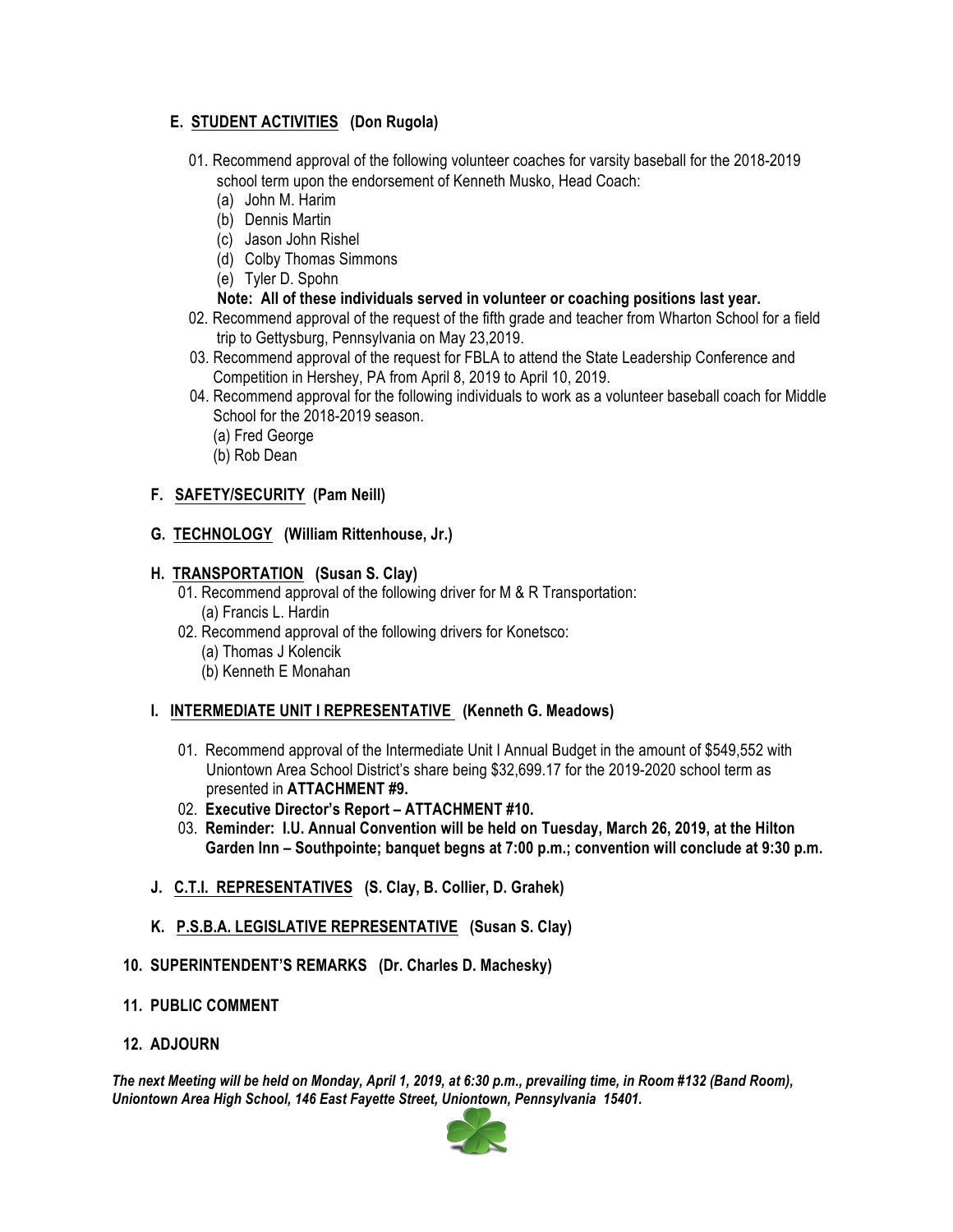**E. <u>STUDENT ACTIVITIES</u> (Don Rugola)**

01. Recommend approval of the following volunteer coaches for varsity baseball for the 2018-2019 school term upon the endorsement of Kenneth Musko, Head Coach:
    - (a) John M. Harim
    - (b) Dennis Martin
    - (c) Jason John Rishel
    - (d) Colby Thomas Simmons
    - (e) Tyler D. Spohn

    **Note: All of these individuals served in volunteer or coaching positions last year.**
02. Recommend approval of the request of the fifth grade and teacher from Wharton School for a field trip to Gettysburg, Pennsylvania on May 23,2019.
03. Recommend approval of the request for FBLA to attend the State Leadership Conference and Competition in Hershey, PA from April 8, 2019 to April 10, 2019.
04. Recommend approval for the following individuals to work as a volunteer baseball coach for Middle School for the 2018-2019 season.
    - (a) Fred George
    - (b) Rob Dean

**F. <u>SAFETY/SECURITY</u> (Pam Neill)**

**G. <u>TECHNOLOGY</u> (William Rittenhouse, Jr.)**

**H. <u>TRANSPORTATION</u> (Susan S. Clay)**

01. Recommend approval of the following driver for M & R Transportation:
    - (a) Francis L. Hardin
02. Recommend approval of the following drivers for Konetsco:
    - (a) Thomas J Kolencik
    - (b) Kenneth E Monahan

**I. <u>INTERMEDIATE UNIT I REPRESENTATIVE</u> (Kenneth G. Meadows)**

01. Recommend approval of the Intermediate Unit I Annual Budget in the amount of $549,552 with Uniontown Area School District's share being $32,699.17 for the 2019-2020 school term as presented in **ATTACHMENT #9.**
02. **Executive Director's Report – ATTACHMENT #10.**
03. **Reminder: I.U. Annual Convention will be held on Tuesday, March 26, 2019, at the Hilton Garden Inn – Southpointe; banquet begns at 7:00 p.m.; convention will conclude at 9:30 p.m.**

**J. <u>C.T.I. REPRESENTATIVES</u> (S. Clay, B. Collier, D. Grahek)**

**K. <u>P.S.B.A. LEGISLATIVE REPRESENTATIVE</u> (Susan S. Clay)**

**10. SUPERINTENDENT'S REMARKS (Dr. Charles D. Machesky)**

**11. PUBLIC COMMENT**

**12. ADJOURN**

***The next Meeting will be held on Monday, April 1, 2019, at 6:30 p.m., prevailing time, in Room #132 (Band Room), Uniontown Area High School, 146 East Fayette Street, Uniontown, Pennsylvania 15401.***